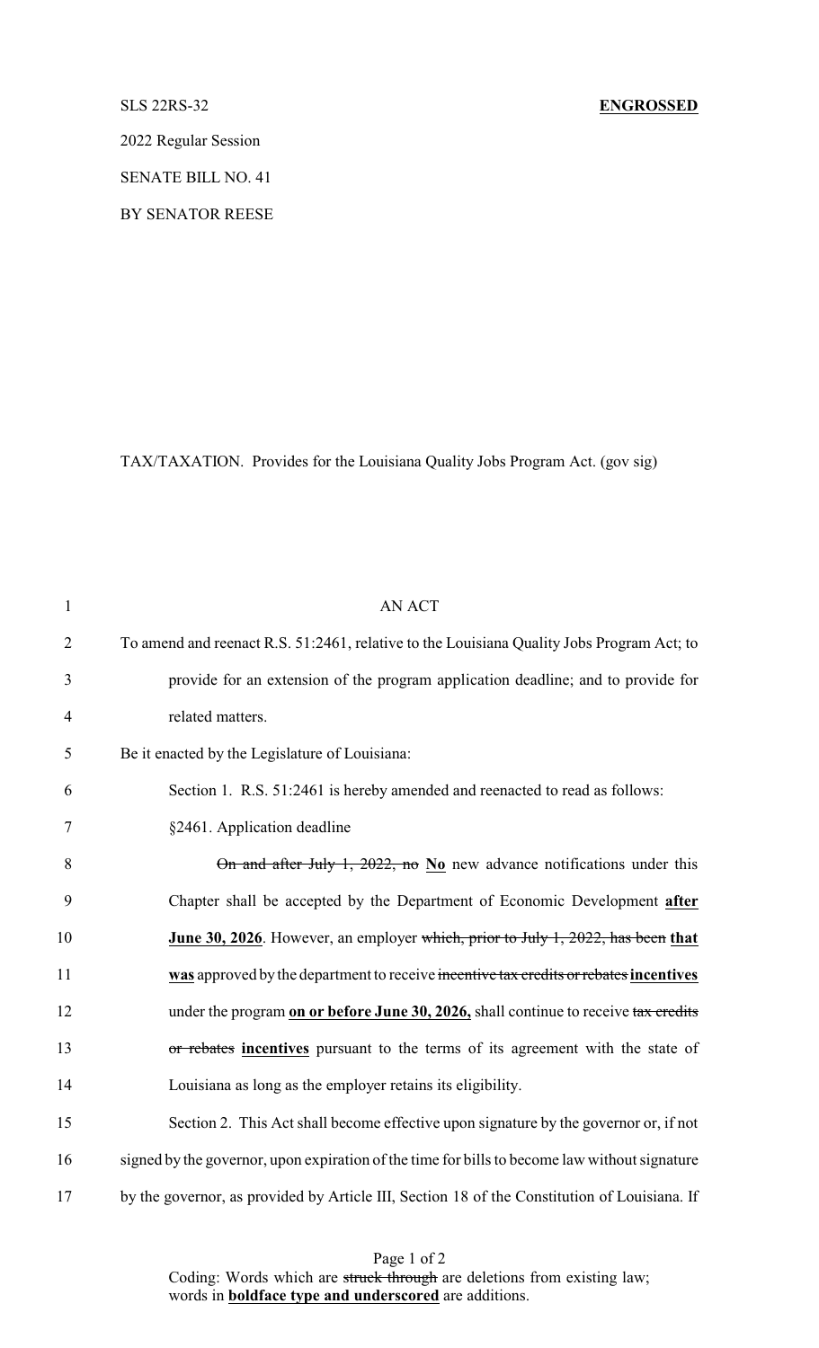SLS 22RS-32 **ENGROSSED**

2022 Regular Session

SENATE BILL NO. 41

BY SENATOR REESE

TAX/TAXATION. Provides for the Louisiana Quality Jobs Program Act. (gov sig)

1 AN ACT

2 To amend and reenact R.S. 51:2461, relative to the Louisiana Quality Jobs Program Act; to

3 provide for an extension of the program application deadline; and to provide for

4 related matters.

5 Be it enacted by the Legislature of Louisiana:

6 Section 1. R.S. 51:2461 is hereby amended and reenacted to read as follows:

7 §2461. Application deadline

8 ~~On and after July 1, 2022, no~~ **No** new advance notifications under this

9 Chapter shall be accepted by the Department of Economic Development **after**

10 **June 30, 2026**. However, an employer ~~which, prior to July 1, 2022, has been~~ **that**

11 **was** approved by the department to receive ~~incentive tax credits or rebates~~ **incentives**

12 under the program **on or before June 30, 2026,** shall continue to receive ~~tax credits~~

13 ~~or rebates~~ **incentives** pursuant to the terms of its agreement with the state of

14 Louisiana as long as the employer retains its eligibility.

15 Section 2. This Act shall become effective upon signature by the governor or, if not

16 signed by the governor, upon expiration of the time for bills to become law without signature

17 by the governor, as provided by Article III, Section 18 of the Constitution of Louisiana. If

Coding: Words which are ~~struck through~~ are deletions from existing law; words in **boldface type and underscored** are additions.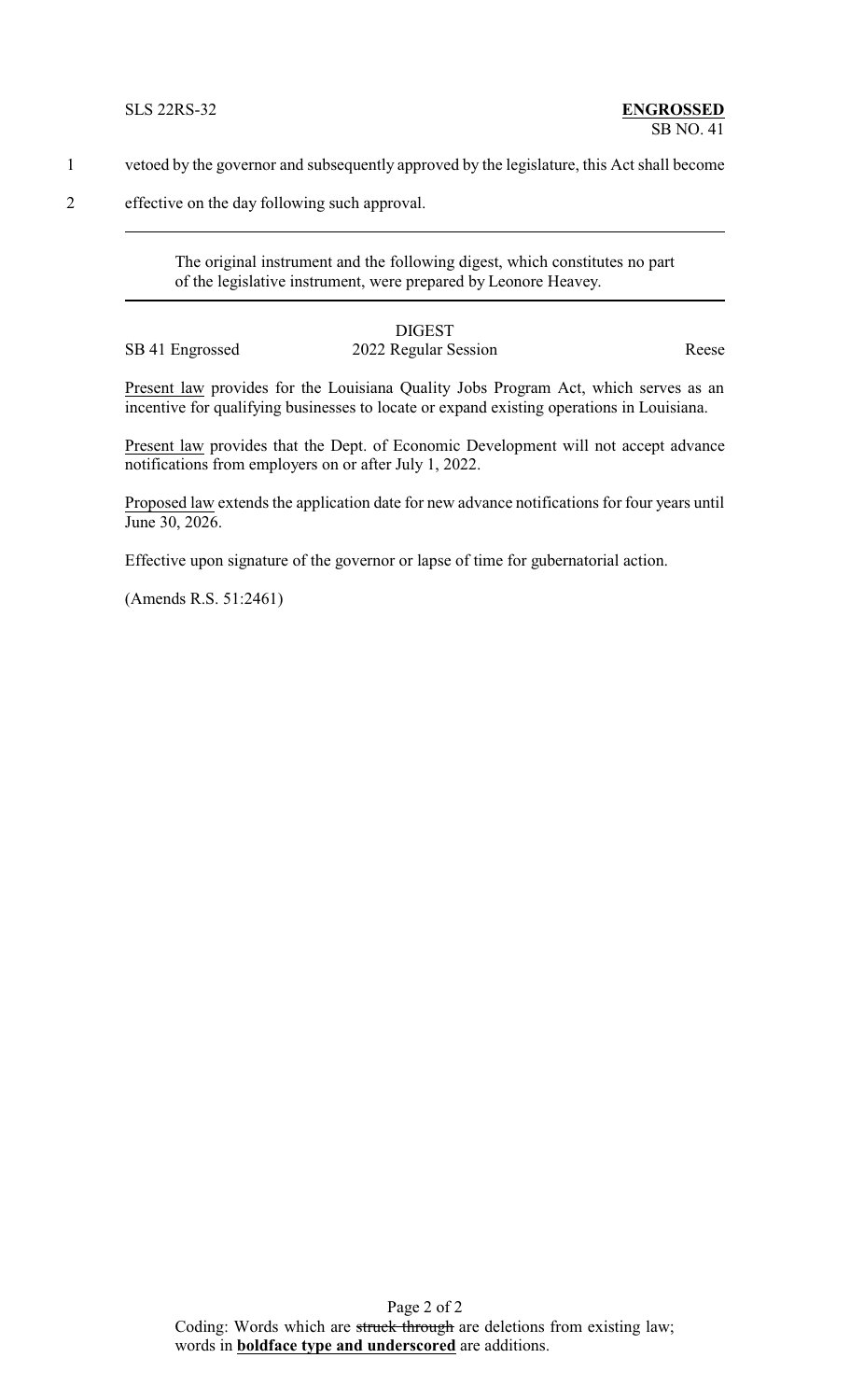vetoed by the governor and subsequently approved by the legislature, this Act shall become effective on the day following such approval.

---

The original instrument and the following digest, which constitutes no part of the legislative instrument, were prepared by Leonore Heavey.

---

DIGEST

SB 41 Engrossed 2022 Regular Session Reese

Present law provides for the Louisiana Quality Jobs Program Act, which serves as an incentive for qualifying businesses to locate or expand existing operations in Louisiana.

Present law provides that the Dept. of Economic Development will not accept advance notifications from employers on or after July 1, 2022.

Proposed law extends the application date for new advance notifications for four years until June 30, 2026.

Effective upon signature of the governor or lapse of time for gubernatorial action.

(Amends R.S. 51:2461)

Coding: Words which are ~~struck through~~ are deletions from existing law; words in **boldface type and underscored** are additions.